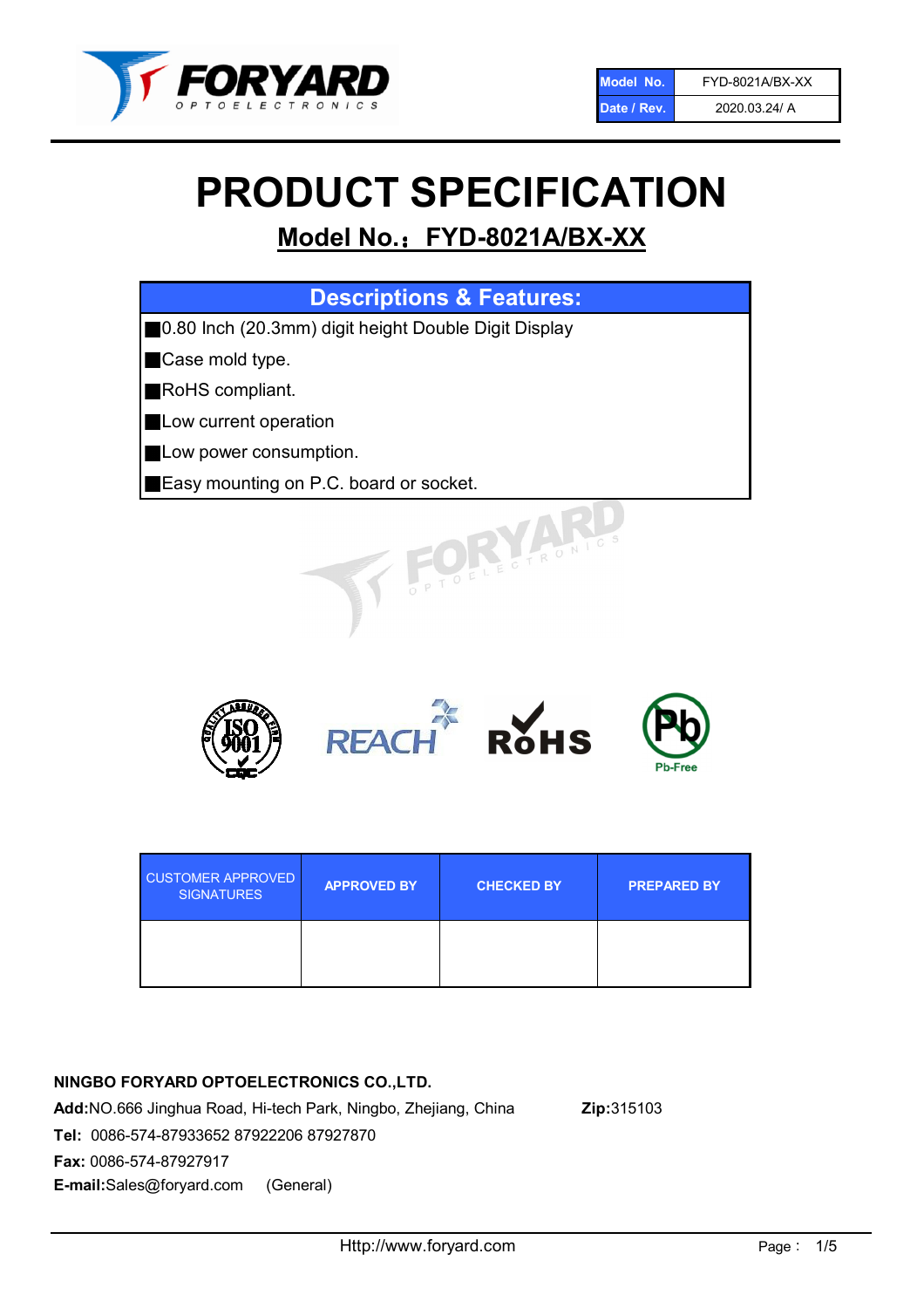| Model No. | FYD-8021A/BX-XX |
|---|---|
| Date / Rev. | 2020.03.24/ A |

# PRODUCT SPECIFICATION

## Model No.：FYD-8021A/BX-XX

| Descriptions & Features: |
|---|
| ■0.80 Inch (20.3mm) digit height Double Digit Display |
| ■Case mold type. |
| ■RoHS compliant. |
| ■Low current operation |
| ■Low power consumption. |
| ■Easy mounting on P.C. board or socket. |

| CUSTOMER APPROVED SIGNATURES | APPROVED BY | CHECKED BY | PREPARED BY |
|---|---|---|---|
| | | | |

**NINGBO FORYARD OPTOELECTRONICS CO.,LTD.**

**Add:**NO.666 Jinghua Road, Hi-tech Park, Ningbo, Zhejiang, China **Zip:**315103

**Tel:** 0086-574-87933652 87922206 87927870

**Fax:** 0086-574-87927917

**E-mail:**Sales@foryard.com (General)

Http://www.foryard.com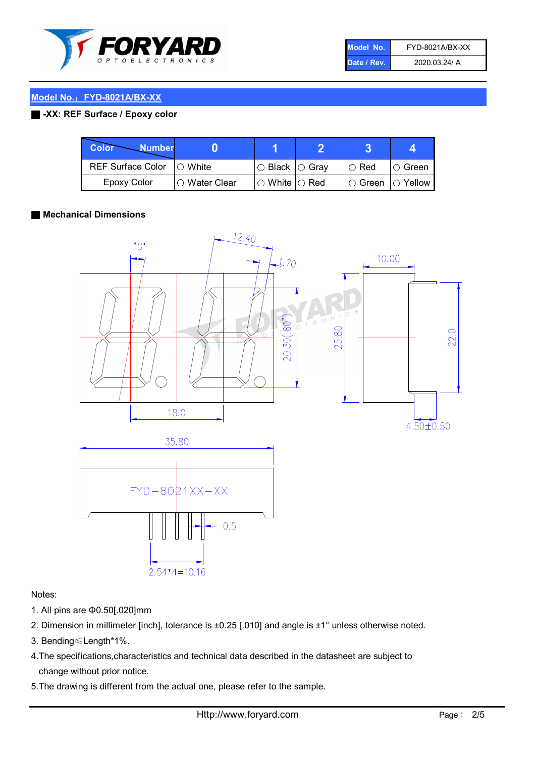| Model No. | FYD-8021A/BX-XX |
| --- | --- |
| Date / Rev. | 2020.03.24/ A |

## Model No.： FYD-8021A/BX-XX

### -XX: REF Surface / Epoxy color

| Color \ Number | 0 | 1 | 2 | 3 | 4 |
| --- | --- | --- | --- | --- | --- |
| REF Surface Color | ○ White | ○ Black | ○ Gray | ○ Red | ○ Green |
| Epoxy Color | ○ Water Clear | ○ White | ○ Red | ○ Green | ○ Yellow |

### Mechanical Dimensions

10°

12.40

1.70

10.00

20.30(.80")

25.80

22.0

18.0

4.50±0.50

35.80

FYD-8021XX-XX

0.5

2.54*4=10.16

Notes:

1. All pins are Φ0.50[.020]mm
2. Dimension in millimeter [inch], tolerance is ±0.25 [.010] and angle is ±1° unless otherwise noted.
3. Bending≤Length*1%.
4. The specifications,characteristics and technical data described in the datasheet are subject to change without prior notice.
5. The drawing is different from the actual one, please refer to the sample.

Http://www.foryard.com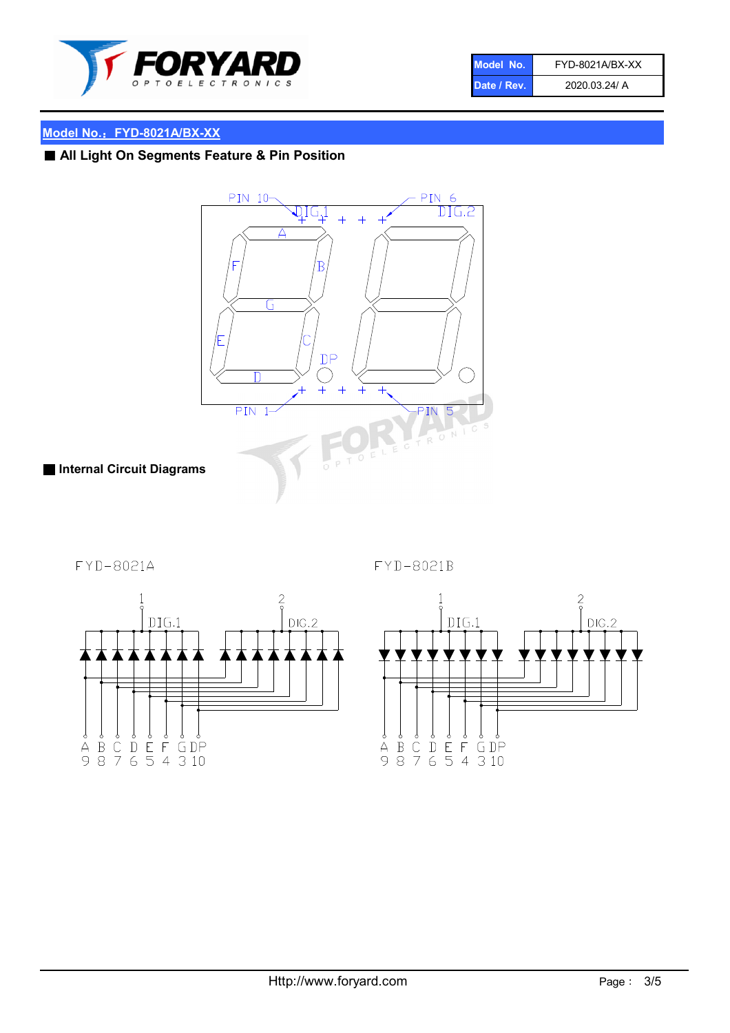| Model No. | FYD-8021A/BX-XX |
| --- | --- |
| Date / Rev. | 2020.03.24/ A |

## Model No.：FYD-8021A/BX-XX

### ■ All Light On Segments Feature & Pin Position

PIN 10 DIG.1 PIN 6 DIG.2

A B C D E F G DP

PIN 1 PIN 5

### ■ Internal Circuit Diagrams

FYD-8021A

FYD-8021B

| A | B | C | D | E | F | G | DP |
| --- | --- | --- | --- | --- | --- | --- | --- |
| 9 | 8 | 7 | 6 | 5 | 4 | 3 | 10 |

DIG.1: 1, DIG.2: 2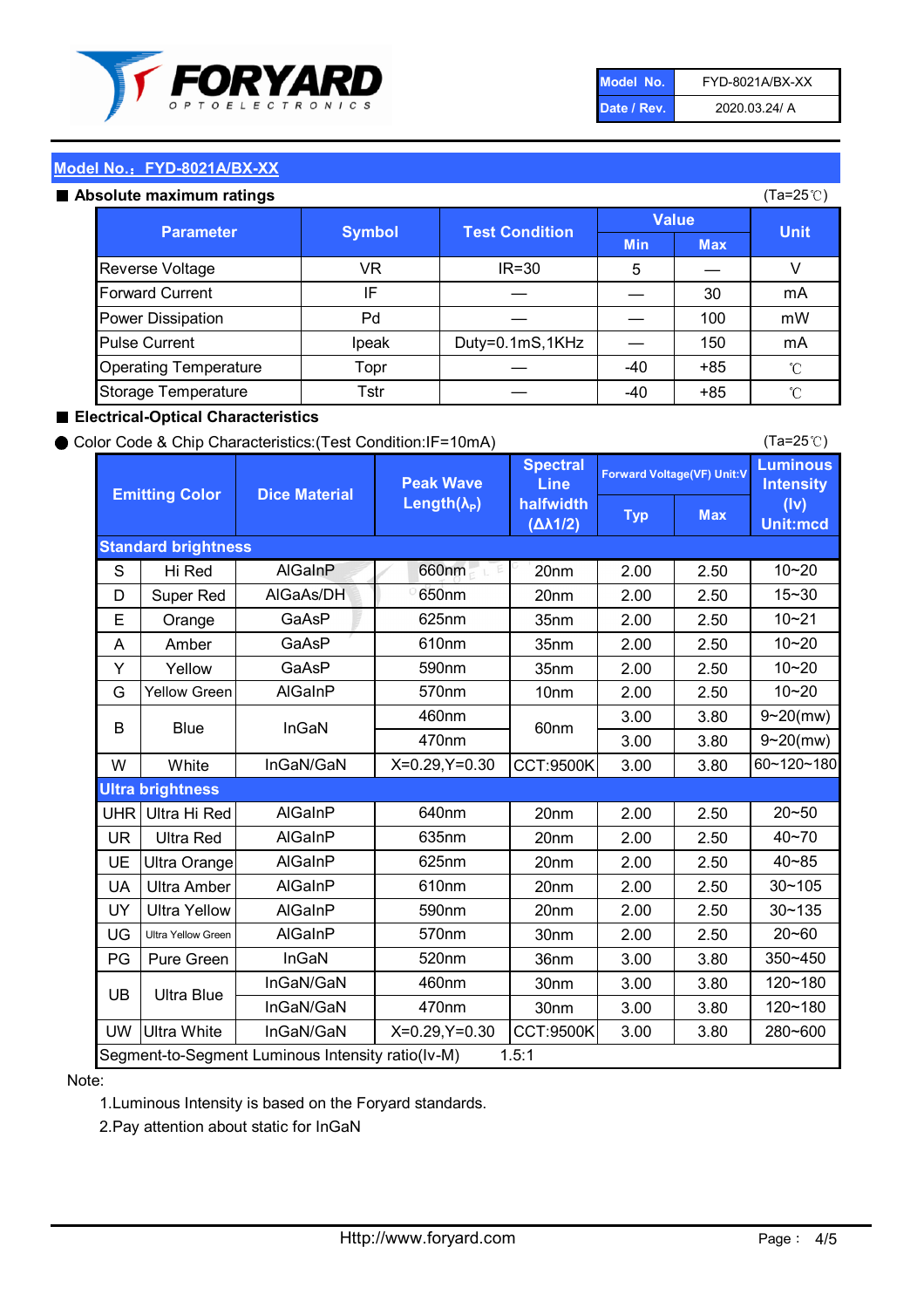| Model No. | FYD-8021A/BX-XX |
|---|---|
| Date / Rev. | 2020.03.24/ A |

## Model No.：FYD-8021A/BX-XX

### ■ Absolute maximum ratings

(Ta=25℃)

| Parameter | Symbol | Test Condition | Value | | Unit |
|---|---|---|---|---|---|
| | | | Min | Max | |
| Reverse Voltage | VR | IR=30 | 5 | — | V |
| Forward Current | IF | — | — | 30 | mA |
| Power Dissipation | Pd | — | — | 100 | mW |
| Pulse Current | Ipeak | Duty=0.1mS,1KHz | — | 150 | mA |
| Operating Temperature | Topr | — | -40 | +85 | ℃ |
| Storage Temperature | Tstr | — | -40 | +85 | ℃ |

### ■ Electrical-Optical Characteristics

● Color Code & Chip Characteristics:(Test Condition:IF=10mA)

(Ta=25℃)

| Emitting Color | | Dice Material | Peak Wave Length($\lambda_P$) | Spectral Line halfwidth ($\Delta\lambda 1/2$) | Forward Voltage(VF) Unit:V | | Luminous Intensity (Iv) Unit:mcd |
|---|---|---|---|---|---|---|---|
| | | | | | Typ | Max | |
| **Standard brightness** | | | | | | | |
| S | Hi Red | AlGaInP | 660nm | 20nm | 2.00 | 2.50 | 10~20 |
| D | Super Red | AlGaAs/DH | 650nm | 20nm | 2.00 | 2.50 | 15~30 |
| E | Orange | GaAsP | 625nm | 35nm | 2.00 | 2.50 | 10~21 |
| A | Amber | GaAsP | 610nm | 35nm | 2.00 | 2.50 | 10~20 |
| Y | Yellow | GaAsP | 590nm | 35nm | 2.00 | 2.50 | 10~20 |
| G | Yellow Green | AlGaInP | 570nm | 10nm | 2.00 | 2.50 | 10~20 |
| B | Blue | InGaN | 460nm | 60nm | 3.00 | 3.80 | 9~20(mw) |
| | | | 470nm | | 3.00 | 3.80 | 9~20(mw) |
| W | White | InGaN/GaN | X=0.29,Y=0.30 | CCT:9500K | 3.00 | 3.80 | 60~120~180 |
| **Ultra brightness** | | | | | | | |
| UHR | Ultra Hi Red | AlGaInP | 640nm | 20nm | 2.00 | 2.50 | 20~50 |
| UR | Ultra Red | AlGaInP | 635nm | 20nm | 2.00 | 2.50 | 40~70 |
| UE | Ultra Orange | AlGaInP | 625nm | 20nm | 2.00 | 2.50 | 40~85 |
| UA | Ultra Amber | AlGaInP | 610nm | 20nm | 2.00 | 2.50 | 30~105 |
| UY | Ultra Yellow | AlGaInP | 590nm | 20nm | 2.00 | 2.50 | 30~135 |
| UG | Ultra Yellow Green | AlGaInP | 570nm | 30nm | 2.00 | 2.50 | 20~60 |
| PG | Pure Green | InGaN | 520nm | 36nm | 3.00 | 3.80 | 350~450 |
| UB | Ultra Blue | InGaN/GaN | 460nm | 30nm | 3.00 | 3.80 | 120~180 |
| | | InGaN/GaN | 470nm | 30nm | 3.00 | 3.80 | 120~180 |
| UW | Ultra White | InGaN/GaN | X=0.29,Y=0.30 | CCT:9500K | 3.00 | 3.80 | 280~600 |
| Segment-to-Segment Luminous Intensity ratio(Iv-M) | | | | 1.5:1 | | | |

Note:

1.Luminous Intensity is based on the Foryard standards.

2.Pay attention about static for InGaN

Http://www.foryard.com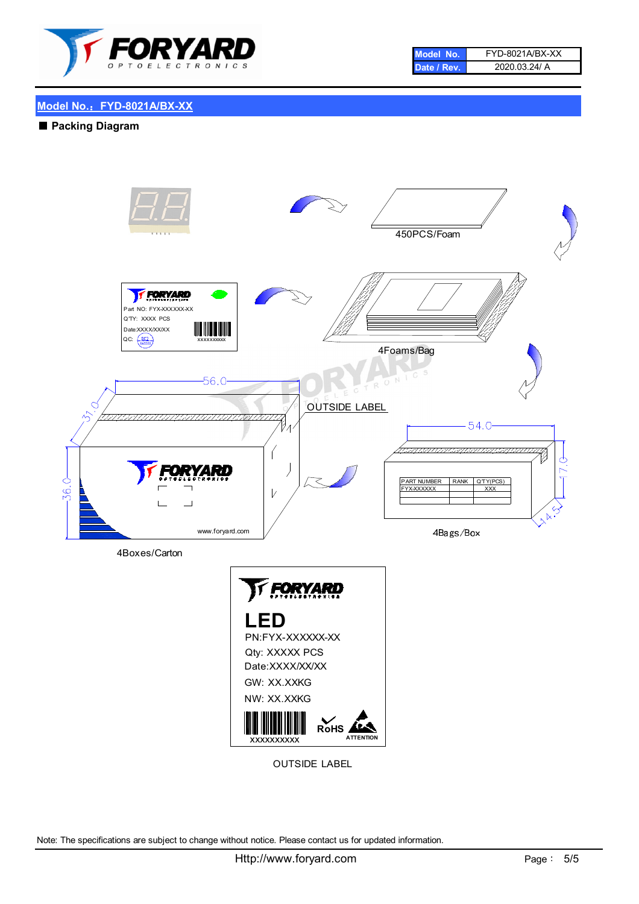| Model No. | FYD-8021A/BX-XX |
| --- | --- |
| Date / Rev. | 2020.03.24/ A |

## Model No.：FYD-8021A/BX-XX

■ Packing Diagram

450PCS/Foam

Part NO: FYX-XXXXXX-XX
Q'TY: XXXX PCS
Date:XXXX/XX/XX
QC:
XXXXXXXXX

4Foams/Bag

56.0
31.0
36.0
OUTSIDE LABEL
www.foryard.com

4Boxes/Carton

54.0
17.0
14.5

| PART NUMBER | RANK | Q'TY(PCS) |
| --- | --- | --- |
| FYX-XXXXXX | | XXX |

4Bags/Box

LED
PN:FYX-XXXXXX-XX
Qty: XXXXX PCS
Date:XXXX/XX/XX
GW: XX.XXKG
NW: XX.XXKG
XXXXXXXXXX
RoHS
ATTENTION

OUTSIDE LABEL

Note: The specifications are subject to change without notice. Please contact us for updated information.

Http://www.foryard.com